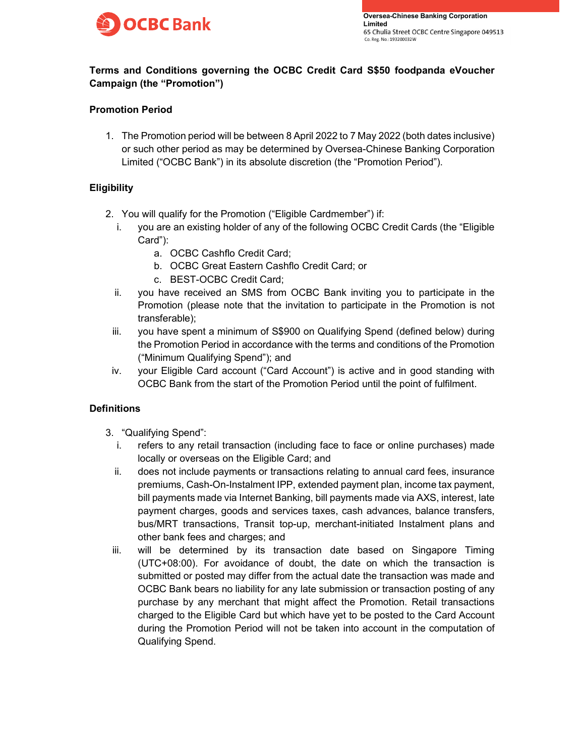**Terms and Conditions governing the OCBC Credit Card S$50 foodpanda eVoucher Campaign (the "Promotion")**

**Promotion Period**

1. The Promotion period will be between 8 April 2022 to 7 May 2022 (both dates inclusive) or such other period as may be determined by Oversea-Chinese Banking Corporation Limited ("OCBC Bank") in its absolute discretion (the "Promotion Period").

**Eligibility**

2. You will qualify for the Promotion ("Eligible Cardmember") if:
   i. you are an existing holder of any of the following OCBC Credit Cards (the "Eligible Card"):
      a. OCBC Cashflo Credit Card;
      b. OCBC Great Eastern Cashflo Credit Card; or
      c. BEST-OCBC Credit Card;
   ii. you have received an SMS from OCBC Bank inviting you to participate in the Promotion (please note that the invitation to participate in the Promotion is not transferable);
   iii. you have spent a minimum of S$900 on Qualifying Spend (defined below) during the Promotion Period in accordance with the terms and conditions of the Promotion ("Minimum Qualifying Spend"); and
   iv. your Eligible Card account ("Card Account") is active and in good standing with OCBC Bank from the start of the Promotion Period until the point of fulfilment.

**Definitions**

3. "Qualifying Spend":
   i. refers to any retail transaction (including face to face or online purchases) made locally or overseas on the Eligible Card; and
   ii. does not include payments or transactions relating to annual card fees, insurance premiums, Cash-On-Instalment IPP, extended payment plan, income tax payment, bill payments made via Internet Banking, bill payments made via AXS, interest, late payment charges, goods and services taxes, cash advances, balance transfers, bus/MRT transactions, Transit top-up, merchant-initiated Instalment plans and other bank fees and charges; and
   iii. will be determined by its transaction date based on Singapore Timing (UTC+08:00). For avoidance of doubt, the date on which the transaction is submitted or posted may differ from the actual date the transaction was made and OCBC Bank bears no liability for any late submission or transaction posting of any purchase by any merchant that might affect the Promotion. Retail transactions charged to the Eligible Card but which have yet to be posted to the Card Account during the Promotion Period will not be taken into account in the computation of Qualifying Spend.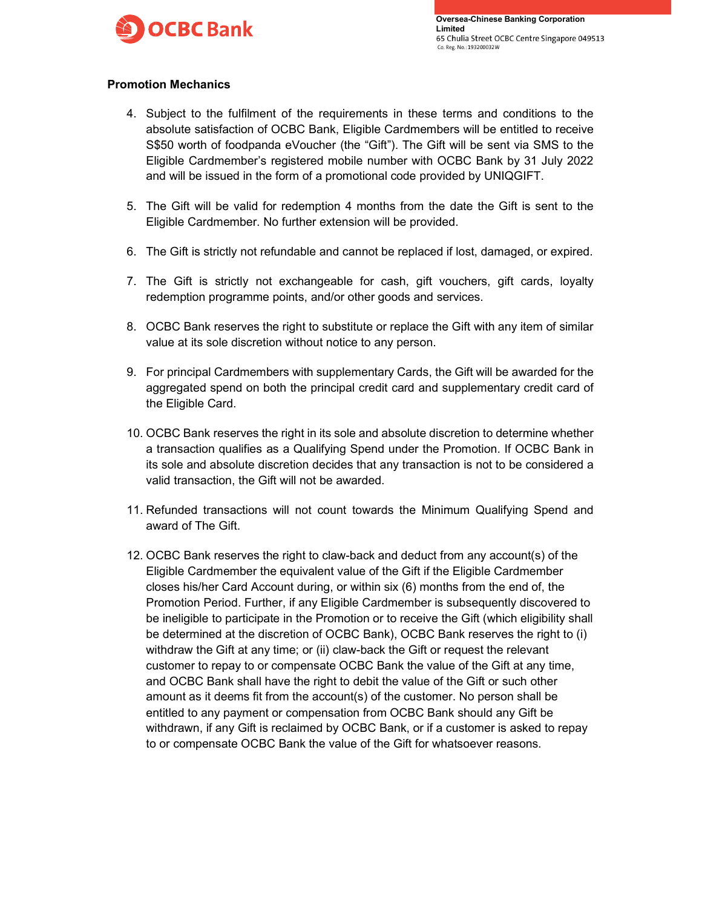### Promotion Mechanics

4. Subject to the fulfilment of the requirements in these terms and conditions to the absolute satisfaction of OCBC Bank, Eligible Cardmembers will be entitled to receive S$50 worth of foodpanda eVoucher (the "Gift"). The Gift will be sent via SMS to the Eligible Cardmember's registered mobile number with OCBC Bank by 31 July 2022 and will be issued in the form of a promotional code provided by UNIQGIFT.

5. The Gift will be valid for redemption 4 months from the date the Gift is sent to the Eligible Cardmember. No further extension will be provided.

6. The Gift is strictly not refundable and cannot be replaced if lost, damaged, or expired.

7. The Gift is strictly not exchangeable for cash, gift vouchers, gift cards, loyalty redemption programme points, and/or other goods and services.

8. OCBC Bank reserves the right to substitute or replace the Gift with any item of similar value at its sole discretion without notice to any person.

9. For principal Cardmembers with supplementary Cards, the Gift will be awarded for the aggregated spend on both the principal credit card and supplementary credit card of the Eligible Card.

10. OCBC Bank reserves the right in its sole and absolute discretion to determine whether a transaction qualifies as a Qualifying Spend under the Promotion. If OCBC Bank in its sole and absolute discretion decides that any transaction is not to be considered a valid transaction, the Gift will not be awarded.

11. Refunded transactions will not count towards the Minimum Qualifying Spend and award of The Gift.

12. OCBC Bank reserves the right to claw-back and deduct from any account(s) of the Eligible Cardmember the equivalent value of the Gift if the Eligible Cardmember closes his/her Card Account during, or within six (6) months from the end of, the Promotion Period. Further, if any Eligible Cardmember is subsequently discovered to be ineligible to participate in the Promotion or to receive the Gift (which eligibility shall be determined at the discretion of OCBC Bank), OCBC Bank reserves the right to (i) withdraw the Gift at any time; or (ii) claw-back the Gift or request the relevant customer to repay to or compensate OCBC Bank the value of the Gift at any time, and OCBC Bank shall have the right to debit the value of the Gift or such other amount as it deems fit from the account(s) of the customer. No person shall be entitled to any payment or compensation from OCBC Bank should any Gift be withdrawn, if any Gift is reclaimed by OCBC Bank, or if a customer is asked to repay to or compensate OCBC Bank the value of the Gift for whatsoever reasons.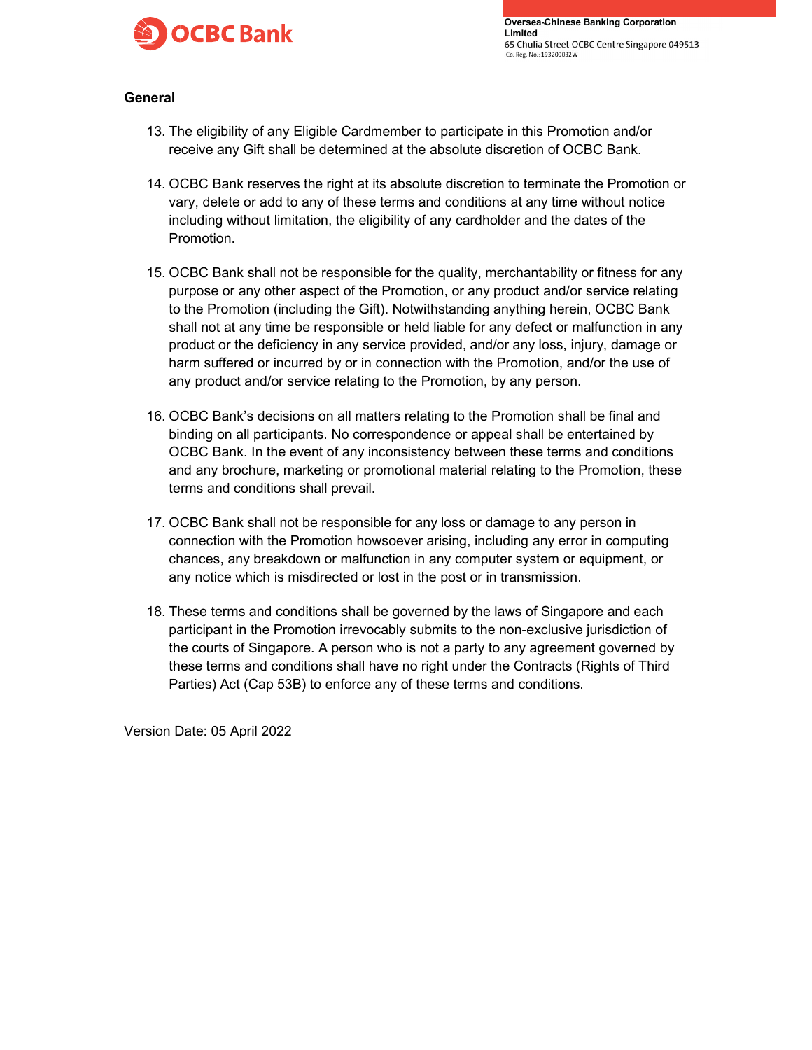## General

13. The eligibility of any Eligible Cardmember to participate in this Promotion and/or receive any Gift shall be determined at the absolute discretion of OCBC Bank.

14. OCBC Bank reserves the right at its absolute discretion to terminate the Promotion or vary, delete or add to any of these terms and conditions at any time without notice including without limitation, the eligibility of any cardholder and the dates of the Promotion.

15. OCBC Bank shall not be responsible for the quality, merchantability or fitness for any purpose or any other aspect of the Promotion, or any product and/or service relating to the Promotion (including the Gift). Notwithstanding anything herein, OCBC Bank shall not at any time be responsible or held liable for any defect or malfunction in any product or the deficiency in any service provided, and/or any loss, injury, damage or harm suffered or incurred by or in connection with the Promotion, and/or the use of any product and/or service relating to the Promotion, by any person.

16. OCBC Bank's decisions on all matters relating to the Promotion shall be final and binding on all participants. No correspondence or appeal shall be entertained by OCBC Bank. In the event of any inconsistency between these terms and conditions and any brochure, marketing or promotional material relating to the Promotion, these terms and conditions shall prevail.

17. OCBC Bank shall not be responsible for any loss or damage to any person in connection with the Promotion howsoever arising, including any error in computing chances, any breakdown or malfunction in any computer system or equipment, or any notice which is misdirected or lost in the post or in transmission.

18. These terms and conditions shall be governed by the laws of Singapore and each participant in the Promotion irrevocably submits to the non-exclusive jurisdiction of the courts of Singapore. A person who is not a party to any agreement governed by these terms and conditions shall have no right under the Contracts (Rights of Third Parties) Act (Cap 53B) to enforce any of these terms and conditions.

Version Date: 05 April 2022